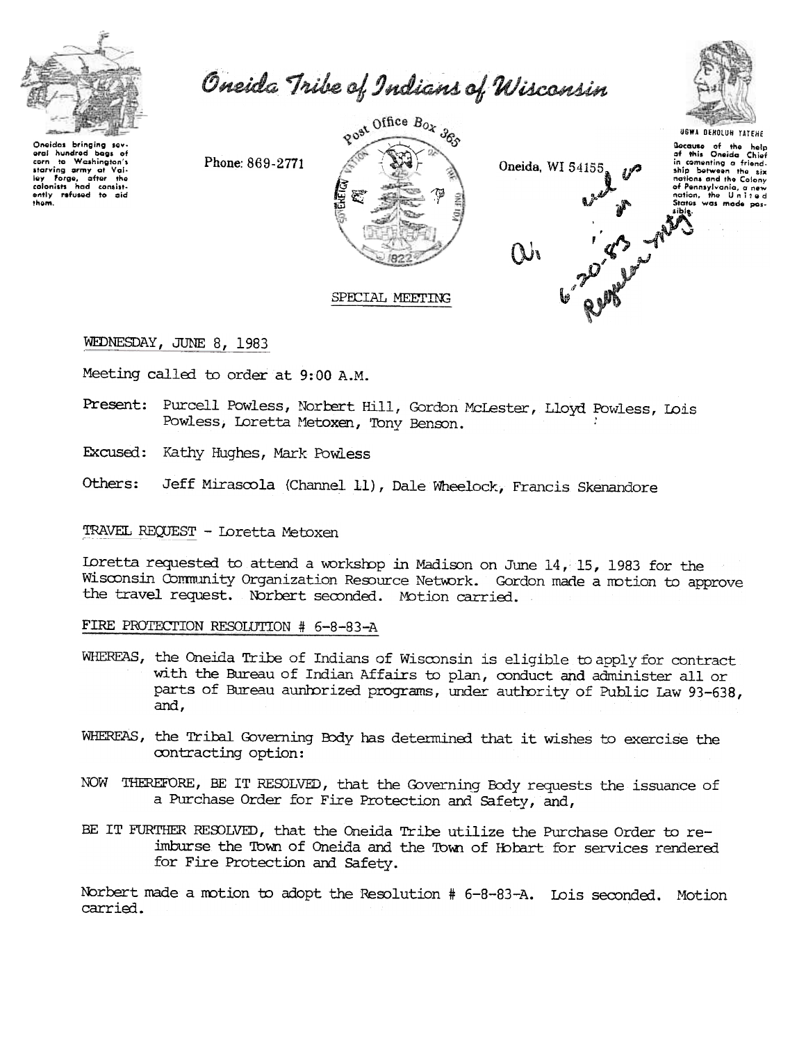# Oneida Tribe of Indians of Wisconsin

Oneidas bringing several hundred bags of corn to Washington's starving army at Valley Forge, after the colonists had consistently refused to aid them.

Phone: 869-2771

Post Office Box 365

Oneida, WI 54155

UGWA DEHOLUN YATEHE

Because of the help of this Oneida Chief in cementing a friendship between the six nations and the Colony of Pennsylvania, a new nation, the United States was made possible.

SPECIAL MEETING

WEDNESDAY, JUNE 8, 1983

Meeting called to order at 9:00 A.M.

Present: Purcell Powless, Norbert Hill, Gordon McLester, Lloyd Powless, Lois Powless, Loretta Metoxen, Tony Benson.

Excused: Kathy Hughes, Mark Powless

Others: Jeff Mirascola (Channel 11), Dale Wheelock, Francis Skenandore

## TRAVEL REQUEST - Loretta Metoxen

Loretta requested to attend a workshop in Madison on June 14, 15, 1983 for the Wisconsin Community Organization Resource Network. Gordon made a motion to approve the travel request. Norbert seconded. Motion carried.

## FIRE PROTECTION RESOLUTION # 6-8-83-A

WHEREAS, the Oneida Tribe of Indians of Wisconsin is eligible to apply for contract with the Bureau of Indian Affairs to plan, conduct and administer all or parts of Bureau aunhorized programs, under authority of Public Law 93-638, and,

WHEREAS, the Tribal Governing Body has determined that it wishes to exercise the contracting option:

NOW THEREFORE, BE IT RESOLVED, that the Governing Body requests the issuance of a Purchase Order for Fire Protection and Safety, and,

BE IT FURTHER RESOLVED, that the Oneida Tribe utilize the Purchase Order to reimburse the Town of Oneida and the Town of Hobart for services rendered for Fire Protection and Safety.

Norbert made a motion to adopt the Resolution # 6-8-83-A. Lois seconded. Motion carried.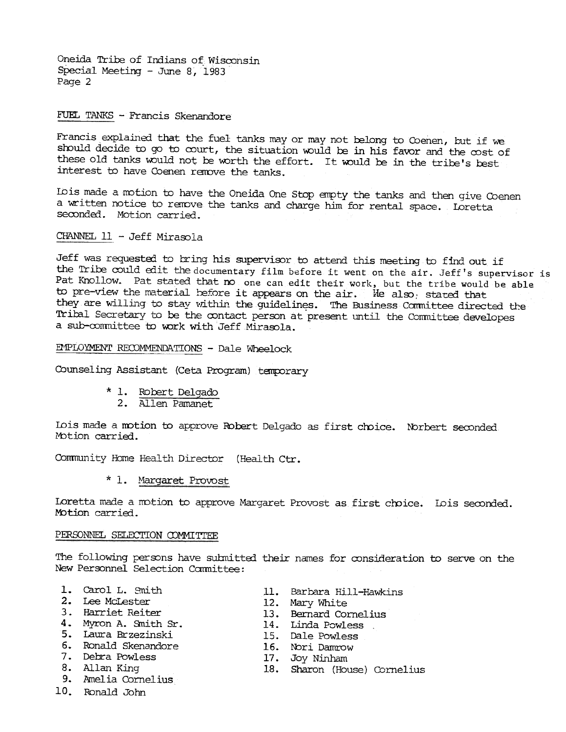Oneida Tribe of Indians of Wisconsin
Special Meeting - June 8, 1983

FUEL TANKS - Francis Skenandore

Francis explained that the fuel tanks may or may not belong to Coenen, but if we should decide to go to court, the situation would be in his favor and the cost of these old tanks would not be worth the effort. It would be in the tribe's best interest to have Coenen remove the tanks.

Lois made a motion to have the Oneida One Stop empty the tanks and then give Coenen a written notice to remove the tanks and charge him for rental space. Loretta seconded. Motion carried.

CHANNEL 11 - Jeff Mirasola

Jeff was requested to bring his supervisor to attend this meeting to find out if the Tribe could edit the documentary film before it went on the air. Jeff's supervisor is Pat Knollow. Pat stated that no one can edit their work, but the tribe would be able to pre-view the material before it appears on the air. He also, stated that they are willing to stay within the guidelines. The Business Committee directed the Tribal Secretary to be the contact person at present until the Committee developes a sub-committee to work with Jeff Mirasola.

EMPLOYMENT RECOMMENDATIONS - Dale Wheelock

Counseling Assistant (Ceta Program) temporary

\* 1. Robert Delgado
2. Allen Pamanet

Lois made a motion to approve Robert Delgado as first choice. Norbert seconded Motion carried.

Community Home Health Director (Health Ctr.

\* 1. Margaret Provost

Loretta made a motion to approve Margaret Provost as first choice. Lois seconded. Motion carried.

PERSONNEL SELECTION COMMITTEE

The following persons have submitted their names for consideration to serve on the New Personnel Selection Committee:

1. Carol L. Smith
2. Lee McLester
3. Harriet Reiter
4. Myron A. Smith Sr.
5. Laura Brzezinski
6. Ronald Skenandore
7. Debra Powless
8. Allan King
9. Amelia Cornelius
10. Ronald John
11. Barbara Hill-Hawkins
12. Mary White
13. Bernard Cornelius
14. Linda Powless
15. Dale Powless
16. Nori Damrow
17. Joy Ninham
18. Sharon (House) Cornelius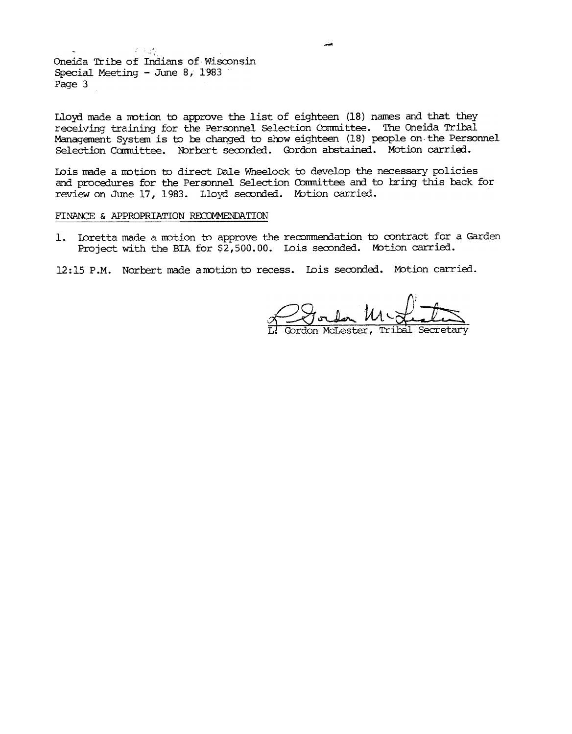Lloyd made a motion to approve the list of eighteen (18) names and that they receiving training for the Personnel Selection Committee. The Oneida Tribal Management System is to be changed to show eighteen (18) people on the Personnel Selection Committee. Norbert seconded. Gordon abstained. Motion carried.

Lois made a motion to direct Dale Wheelock to develop the necessary policies and procedures for the Personnel Selection Committee and to bring this back for review on June 17, 1983. Lloyd seconded. Motion carried.

FINANCE & APPROPRIATION RECOMMENDATION

1. Loretta made a motion to approve the recommendation to contract for a Garden Project with the BIA for $2,500.00. Lois seconded. Motion carried.

12:15 P.M. Norbert made a motion to recess. Lois seconded. Motion carried.

L. Gordon McLester, Tribal Secretary